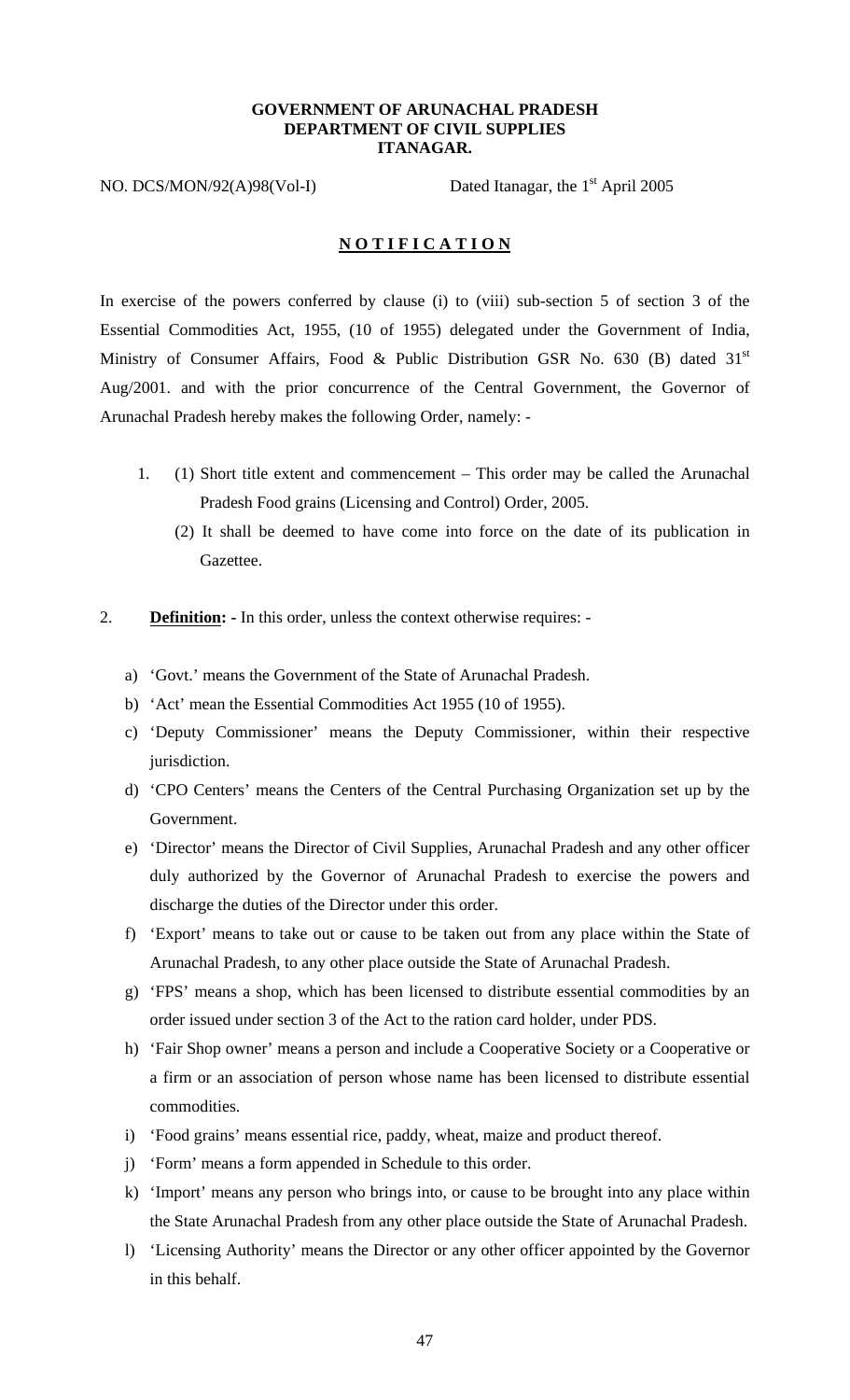**GOVERNMENT OF ARUNACHAL PRADESH**
**DEPARTMENT OF CIVIL SUPPLIES**
**ITANAGAR.**

NO. DCS/MON/92(A)98(Vol-I) Dated Itanagar, the 1st April 2005

## N O T I F I C A T I O N

In exercise of the powers conferred by clause (i) to (viii) sub-section 5 of section 3 of the Essential Commodities Act, 1955, (10 of 1955) delegated under the Government of India, Ministry of Consumer Affairs, Food & Public Distribution GSR No. 630 (B) dated 31st Aug/2001. and with the prior concurrence of the Central Government, the Governor of Arunachal Pradesh hereby makes the following Order, namely: -

1. (1) Short title extent and commencement – This order may be called the Arunachal Pradesh Food grains (Licensing and Control) Order, 2005.

   (2) It shall be deemed to have come into force on the date of its publication in Gazettee.

2. **Definition: -** In this order, unless the context otherwise requires: -

   a) 'Govt.' means the Government of the State of Arunachal Pradesh.
   b) 'Act' mean the Essential Commodities Act 1955 (10 of 1955).
   c) 'Deputy Commissioner' means the Deputy Commissioner, within their respective jurisdiction.
   d) 'CPO Centers' means the Centers of the Central Purchasing Organization set up by the Government.
   e) 'Director' means the Director of Civil Supplies, Arunachal Pradesh and any other officer duly authorized by the Governor of Arunachal Pradesh to exercise the powers and discharge the duties of the Director under this order.
   f) 'Export' means to take out or cause to be taken out from any place within the State of Arunachal Pradesh, to any other place outside the State of Arunachal Pradesh.
   g) 'FPS' means a shop, which has been licensed to distribute essential commodities by an order issued under section 3 of the Act to the ration card holder, under PDS.
   h) 'Fair Shop owner' means a person and include a Cooperative Society or a Cooperative or a firm or an association of person whose name has been licensed to distribute essential commodities.
   i) 'Food grains' means essential rice, paddy, wheat, maize and product thereof.
   j) 'Form' means a form appended in Schedule to this order.
   k) 'Import' means any person who brings into, or cause to be brought into any place within the State Arunachal Pradesh from any other place outside the State of Arunachal Pradesh.
   l) 'Licensing Authority' means the Director or any other officer appointed by the Governor in this behalf.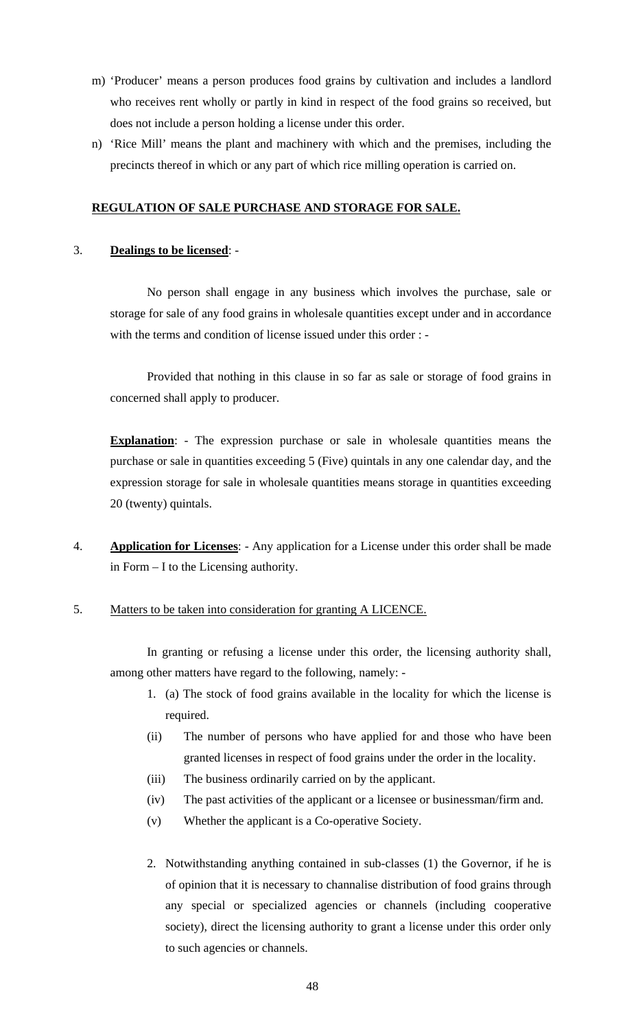m) 'Producer' means a person produces food grains by cultivation and includes a landlord who receives rent wholly or partly in kind in respect of the food grains so received, but does not include a person holding a license under this order.

n) 'Rice Mill' means the plant and machinery with which and the premises, including the precincts thereof in which or any part of which rice milling operation is carried on.

**REGULATION OF SALE PURCHASE AND STORAGE FOR SALE.**

3. **Dealings to be licensed**: -

No person shall engage in any business which involves the purchase, sale or storage for sale of any food grains in wholesale quantities except under and in accordance with the terms and condition of license issued under this order : -

Provided that nothing in this clause in so far as sale or storage of food grains in concerned shall apply to producer.

**Explanation**: - The expression purchase or sale in wholesale quantities means the purchase or sale in quantities exceeding 5 (Five) quintals in any one calendar day, and the expression storage for sale in wholesale quantities means storage in quantities exceeding 20 (twenty) quintals.

4. **Application for Licenses**: - Any application for a License under this order shall be made in Form – I to the Licensing authority.

5. Matters to be taken into consideration for granting A LICENCE.

In granting or refusing a license under this order, the licensing authority shall, among other matters have regard to the following, namely: -

1. (a) The stock of food grains available in the locality for which the license is required.

   (ii) The number of persons who have applied for and those who have been granted licenses in respect of food grains under the order in the locality.

   (iii) The business ordinarily carried on by the applicant.

   (iv) The past activities of the applicant or a licensee or businessman/firm and.

   (v) Whether the applicant is a Co-operative Society.

2. Notwithstanding anything contained in sub-classes (1) the Governor, if he is of opinion that it is necessary to channalise distribution of food grains through any special or specialized agencies or channels (including cooperative society), direct the licensing authority to grant a license under this order only to such agencies or channels.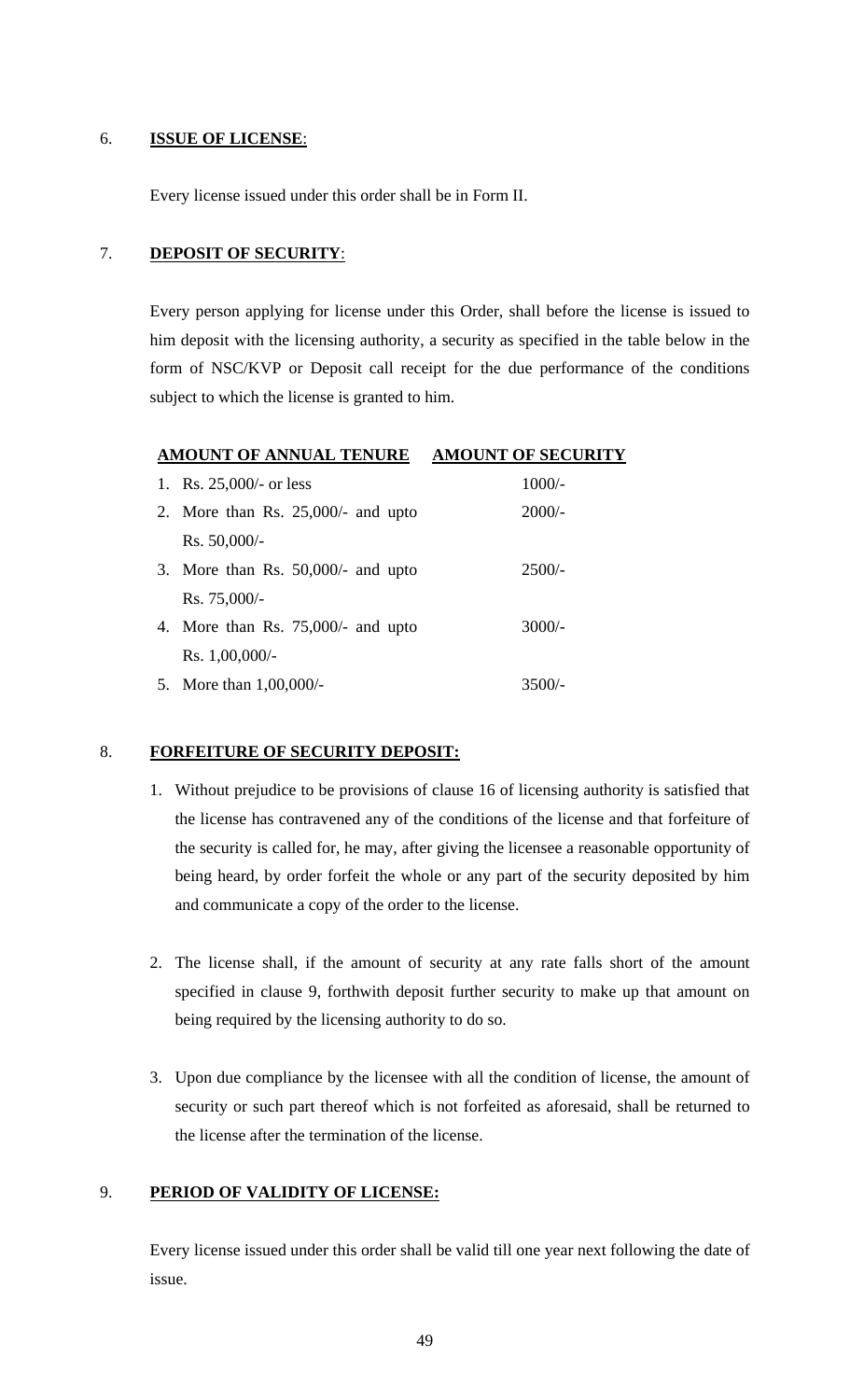6. **ISSUE OF LICENSE**:

Every license issued under this order shall be in Form II.

7. **DEPOSIT OF SECURITY**:

Every person applying for license under this Order, shall before the license is issued to him deposit with the licensing authority, a security as specified in the table below in the form of NSC/KVP or Deposit call receipt for the due performance of the conditions subject to which the license is granted to him.

| **AMOUNT OF ANNUAL TENURE** | **AMOUNT OF SECURITY** |
|---|---|
| 1. Rs. 25,000/- or less | 1000/- |
| 2. More than Rs. 25,000/- and upto Rs. 50,000/- | 2000/- |
| 3. More than Rs. 50,000/- and upto Rs. 75,000/- | 2500/- |
| 4. More than Rs. 75,000/- and upto Rs. 1,00,000/- | 3000/- |
| 5. More than 1,00,000/- | 3500/- |

8. **FORFEITURE OF SECURITY DEPOSIT:**

1. Without prejudice to be provisions of clause 16 of licensing authority is satisfied that the license has contravened any of the conditions of the license and that forfeiture of the security is called for, he may, after giving the licensee a reasonable opportunity of being heard, by order forfeit the whole or any part of the security deposited by him and communicate a copy of the order to the license.

2. The license shall, if the amount of security at any rate falls short of the amount specified in clause 9, forthwith deposit further security to make up that amount on being required by the licensing authority to do so.

3. Upon due compliance by the licensee with all the condition of license, the amount of security or such part thereof which is not forfeited as aforesaid, shall be returned to the license after the termination of the license.

9. **PERIOD OF VALIDITY OF LICENSE:**

Every license issued under this order shall be valid till one year next following the date of issue.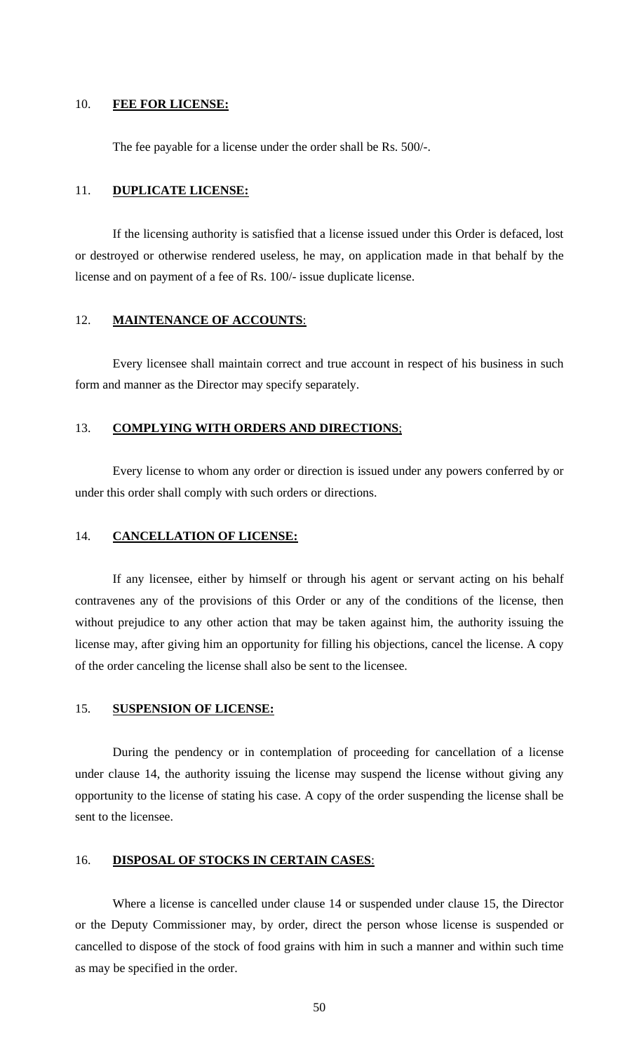10. **FEE FOR LICENSE:**

The fee payable for a license under the order shall be Rs. 500/-.

11. **DUPLICATE LICENSE:**

If the licensing authority is satisfied that a license issued under this Order is defaced, lost or destroyed or otherwise rendered useless, he may, on application made in that behalf by the license and on payment of a fee of Rs. 100/- issue duplicate license.

12. **MAINTENANCE OF ACCOUNTS**:

Every licensee shall maintain correct and true account in respect of his business in such form and manner as the Director may specify separately.

13. **COMPLYING WITH ORDERS AND DIRECTIONS**;

Every license to whom any order or direction is issued under any powers conferred by or under this order shall comply with such orders or directions.

14. **CANCELLATION OF LICENSE:**

If any licensee, either by himself or through his agent or servant acting on his behalf contravenes any of the provisions of this Order or any of the conditions of the license, then without prejudice to any other action that may be taken against him, the authority issuing the license may, after giving him an opportunity for filling his objections, cancel the license. A copy of the order canceling the license shall also be sent to the licensee.

15. **SUSPENSION OF LICENSE:**

During the pendency or in contemplation of proceeding for cancellation of a license under clause 14, the authority issuing the license may suspend the license without giving any opportunity to the license of stating his case. A copy of the order suspending the license shall be sent to the licensee.

16. **DISPOSAL OF STOCKS IN CERTAIN CASES**:

Where a license is cancelled under clause 14 or suspended under clause 15, the Director or the Deputy Commissioner may, by order, direct the person whose license is suspended or cancelled to dispose of the stock of food grains with him in such a manner and within such time as may be specified in the order.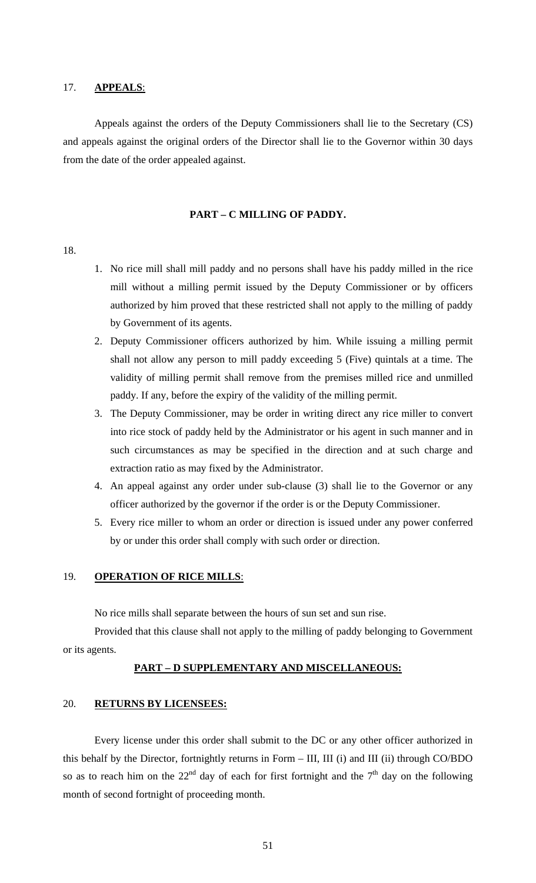17. **APPEALS**:

Appeals against the orders of the Deputy Commissioners shall lie to the Secretary (CS) and appeals against the original orders of the Director shall lie to the Governor within 30 days from the date of the order appealed against.

**PART – C MILLING OF PADDY.**

18.

1. No rice mill shall mill paddy and no persons shall have his paddy milled in the rice mill without a milling permit issued by the Deputy Commissioner or by officers authorized by him proved that these restricted shall not apply to the milling of paddy by Government of its agents.
2. Deputy Commissioner officers authorized by him. While issuing a milling permit shall not allow any person to mill paddy exceeding 5 (Five) quintals at a time. The validity of milling permit shall remove from the premises milled rice and unmilled paddy. If any, before the expiry of the validity of the milling permit.
3. The Deputy Commissioner, may be order in writing direct any rice miller to convert into rice stock of paddy held by the Administrator or his agent in such manner and in such circumstances as may be specified in the direction and at such charge and extraction ratio as may fixed by the Administrator.
4. An appeal against any order under sub-clause (3) shall lie to the Governor or any officer authorized by the governor if the order is or the Deputy Commissioner.
5. Every rice miller to whom an order or direction is issued under any power conferred by or under this order shall comply with such order or direction.

19. **OPERATION OF RICE MILLS**:

No rice mills shall separate between the hours of sun set and sun rise.

Provided that this clause shall not apply to the milling of paddy belonging to Government or its agents.

**PART – D SUPPLEMENTARY AND MISCELLANEOUS:**

20. **RETURNS BY LICENSEES:**

Every license under this order shall submit to the DC or any other officer authorized in this behalf by the Director, fortnightly returns in Form – III, III (i) and III (ii) through CO/BDO so as to reach him on the 22nd day of each for first fortnight and the 7th day on the following month of second fortnight of proceeding month.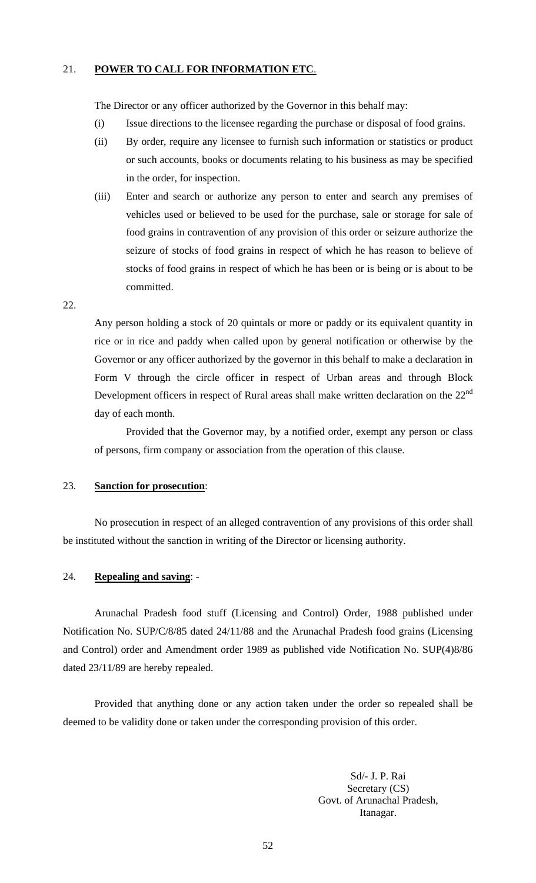21. **POWER TO CALL FOR INFORMATION ETC**.

The Director or any officer authorized by the Governor in this behalf may:

(i) Issue directions to the licensee regarding the purchase or disposal of food grains.

(ii) By order, require any licensee to furnish such information or statistics or product or such accounts, books or documents relating to his business as may be specified in the order, for inspection.

(iii) Enter and search or authorize any person to enter and search any premises of vehicles used or believed to be used for the purchase, sale or storage for sale of food grains in contravention of any provision of this order or seizure authorize the seizure of stocks of food grains in respect of which he has reason to believe of stocks of food grains in respect of which he has been or is being or is about to be committed.

22.

Any person holding a stock of 20 quintals or more or paddy or its equivalent quantity in rice or in rice and paddy when called upon by general notification or otherwise by the Governor or any officer authorized by the governor in this behalf to make a declaration in Form V through the circle officer in respect of Urban areas and through Block Development officers in respect of Rural areas shall make written declaration on the 22nd day of each month.

Provided that the Governor may, by a notified order, exempt any person or class of persons, firm company or association from the operation of this clause.

23. **Sanction for prosecution**:

No prosecution in respect of an alleged contravention of any provisions of this order shall be instituted without the sanction in writing of the Director or licensing authority.

24. **Repealing and saving**: -

Arunachal Pradesh food stuff (Licensing and Control) Order, 1988 published under Notification No. SUP/C/8/85 dated 24/11/88 and the Arunachal Pradesh food grains (Licensing and Control) order and Amendment order 1989 as published vide Notification No. SUP(4)8/86 dated 23/11/89 are hereby repealed.

Provided that anything done or any action taken under the order so repealed shall be deemed to be validity done or taken under the corresponding provision of this order.

Sd/- J. P. Rai
Secretary (CS)
Govt. of Arunachal Pradesh,
Itanagar.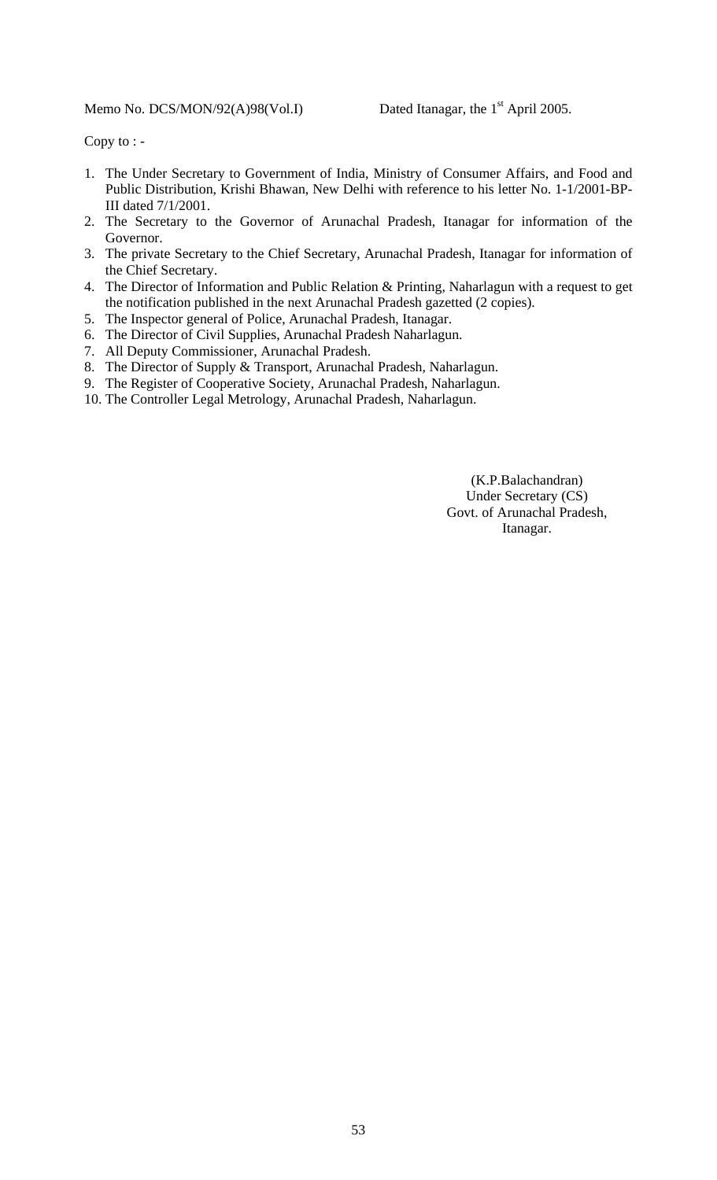Memo No. DCS/MON/92(A)98(Vol.I) Dated Itanagar, the 1st April 2005.

Copy to : -

1. The Under Secretary to Government of India, Ministry of Consumer Affairs, and Food and Public Distribution, Krishi Bhawan, New Delhi with reference to his letter No. 1-1/2001-BP-III dated 7/1/2001.
2. The Secretary to the Governor of Arunachal Pradesh, Itanagar for information of the Governor.
3. The private Secretary to the Chief Secretary, Arunachal Pradesh, Itanagar for information of the Chief Secretary.
4. The Director of Information and Public Relation & Printing, Naharlagun with a request to get the notification published in the next Arunachal Pradesh gazetted (2 copies).
5. The Inspector general of Police, Arunachal Pradesh, Itanagar.
6. The Director of Civil Supplies, Arunachal Pradesh Naharlagun.
7. All Deputy Commissioner, Arunachal Pradesh.
8. The Director of Supply & Transport, Arunachal Pradesh, Naharlagun.
9. The Register of Cooperative Society, Arunachal Pradesh, Naharlagun.
10. The Controller Legal Metrology, Arunachal Pradesh, Naharlagun.

(K.P.Balachandran)
Under Secretary (CS)
Govt. of Arunachal Pradesh,
Itanagar.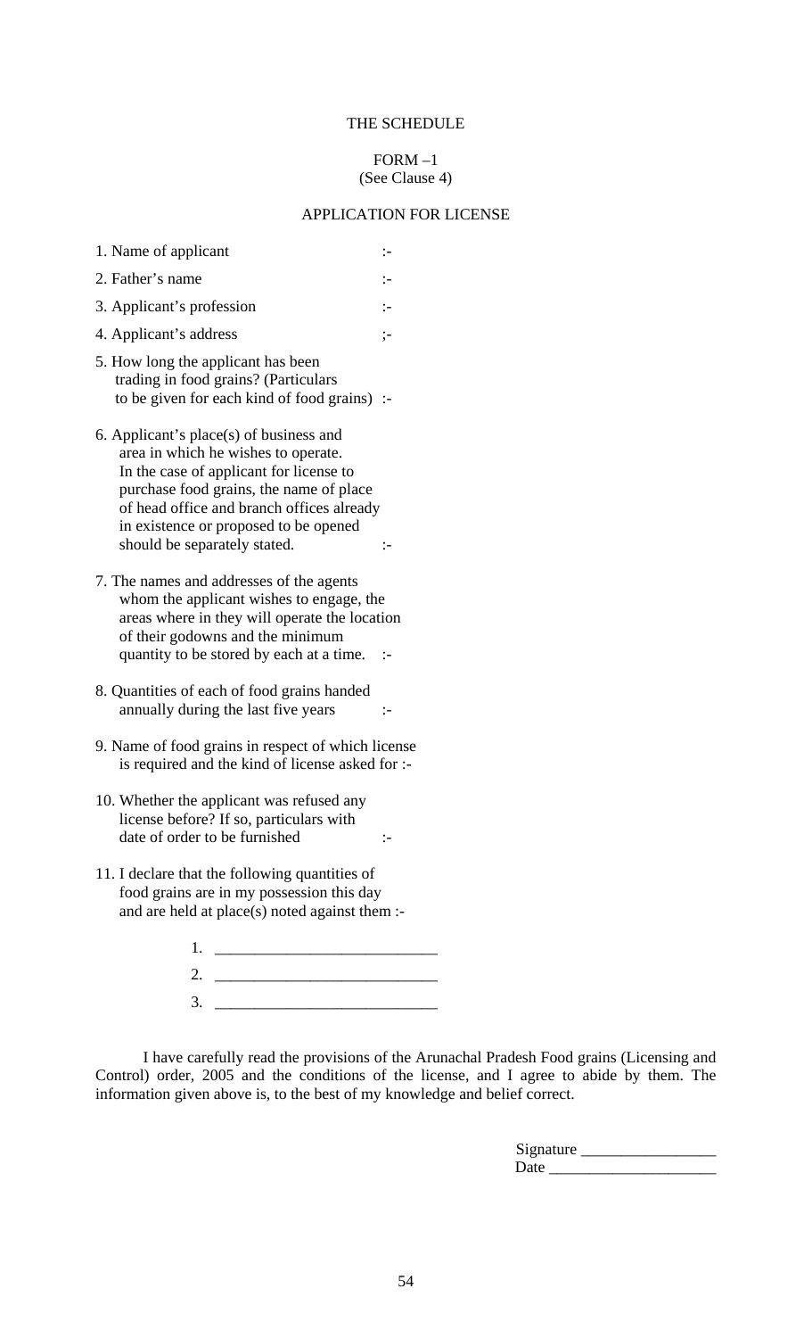THE SCHEDULE

FORM –1
(See Clause 4)

APPLICATION FOR LICENSE

1. Name of applicant :-

2. Father's name :-

3. Applicant's profession :-

4. Applicant's address ;-

5. How long the applicant has been trading in food grains? (Particulars to be given for each kind of food grains) :-

6. Applicant's place(s) of business and area in which he wishes to operate. In the case of applicant for license to purchase food grains, the name of place of head office and branch offices already in existence or proposed to be opened should be separately stated. :-

7. The names and addresses of the agents whom the applicant wishes to engage, the areas where in they will operate the location of their godowns and the minimum quantity to be stored by each at a time. :-

8. Quantities of each of food grains handed annually during the last five years :-

9. Name of food grains in respect of which license is required and the kind of license asked for :-

10. Whether the applicant was refused any license before? If so, particulars with date of order to be furnished :-

11. I declare that the following quantities of food grains are in my possession this day and are held at place(s) noted against them :-

1. ___________________________
2. ___________________________
3. ___________________________

I have carefully read the provisions of the Arunachal Pradesh Food grains (Licensing and Control) order, 2005 and the conditions of the license, and I agree to abide by them. The information given above is, to the best of my knowledge and belief correct.

Signature _________________
Date _____________________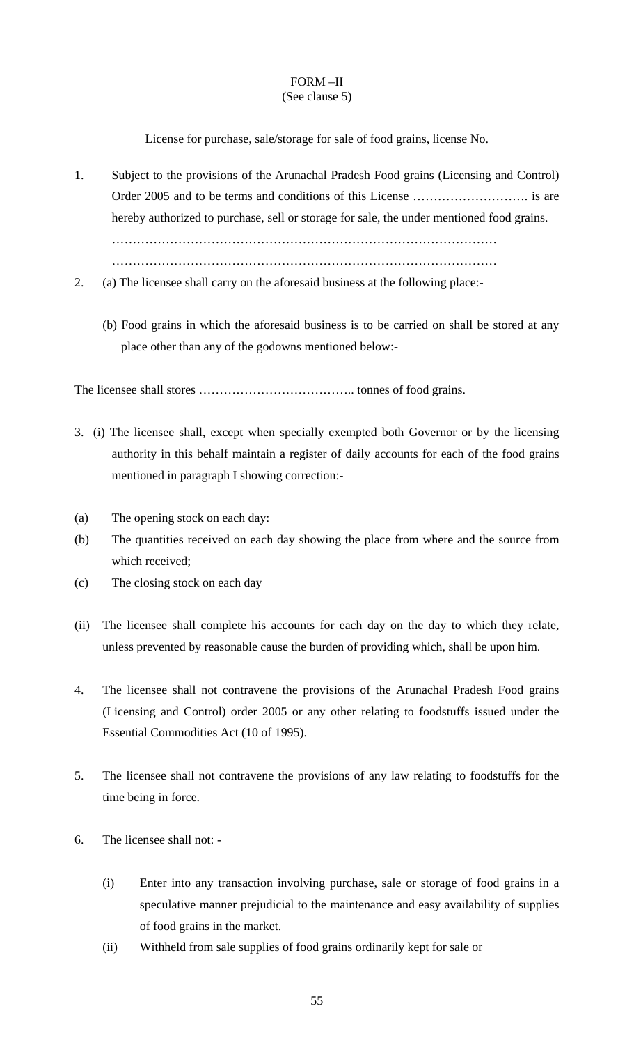FORM –II
(See clause 5)

License for purchase, sale/storage for sale of food grains, license No.

1. Subject to the provisions of the Arunachal Pradesh Food grains (Licensing and Control) Order 2005 and to be terms and conditions of this License ………………………. is are hereby authorized to purchase, sell or storage for sale, the under mentioned food grains.
…………………………………………………………………………………
…………………………………………………………………………………

2. (a) The licensee shall carry on the aforesaid business at the following place:-

   (b) Food grains in which the aforesaid business is to be carried on shall be stored at any place other than any of the godowns mentioned below:-

The licensee shall stores ……………………………….. tonnes of food grains.

3. (i) The licensee shall, except when specially exempted both Governor or by the licensing authority in this behalf maintain a register of daily accounts for each of the food grains mentioned in paragraph I showing correction:-

(a) The opening stock on each day:

(b) The quantities received on each day showing the place from where and the source from which received;

(c) The closing stock on each day

(ii) The licensee shall complete his accounts for each day on the day to which they relate, unless prevented by reasonable cause the burden of providing which, shall be upon him.

4. The licensee shall not contravene the provisions of the Arunachal Pradesh Food grains (Licensing and Control) order 2005 or any other relating to foodstuffs issued under the Essential Commodities Act (10 of 1995).

5. The licensee shall not contravene the provisions of any law relating to foodstuffs for the time being in force.

6. The licensee shall not: -

   (i) Enter into any transaction involving purchase, sale or storage of food grains in a speculative manner prejudicial to the maintenance and easy availability of supplies of food grains in the market.

   (ii) Withheld from sale supplies of food grains ordinarily kept for sale or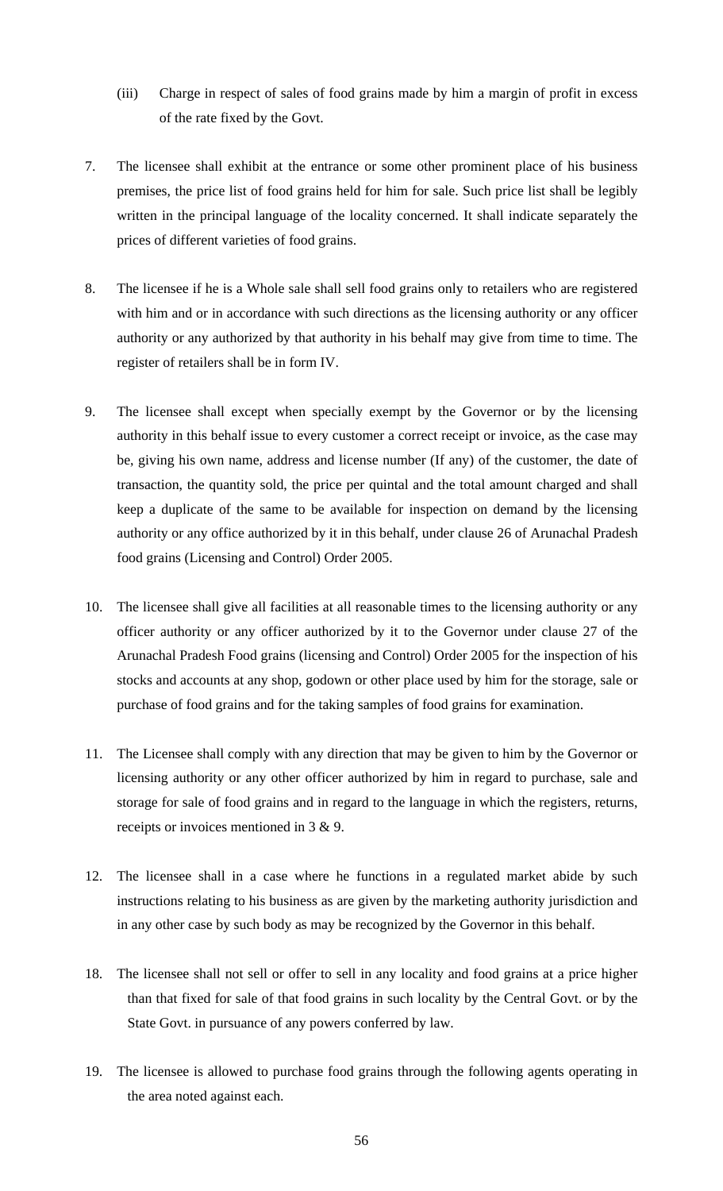(iii) Charge in respect of sales of food grains made by him a margin of profit in excess of the rate fixed by the Govt.

7. The licensee shall exhibit at the entrance or some other prominent place of his business premises, the price list of food grains held for him for sale. Such price list shall be legibly written in the principal language of the locality concerned. It shall indicate separately the prices of different varieties of food grains.

8. The licensee if he is a Whole sale shall sell food grains only to retailers who are registered with him and or in accordance with such directions as the licensing authority or any officer authority or any authorized by that authority in his behalf may give from time to time. The register of retailers shall be in form IV.

9. The licensee shall except when specially exempt by the Governor or by the licensing authority in this behalf issue to every customer a correct receipt or invoice, as the case may be, giving his own name, address and license number (If any) of the customer, the date of transaction, the quantity sold, the price per quintal and the total amount charged and shall keep a duplicate of the same to be available for inspection on demand by the licensing authority or any office authorized by it in this behalf, under clause 26 of Arunachal Pradesh food grains (Licensing and Control) Order 2005.

10. The licensee shall give all facilities at all reasonable times to the licensing authority or any officer authority or any officer authorized by it to the Governor under clause 27 of the Arunachal Pradesh Food grains (licensing and Control) Order 2005 for the inspection of his stocks and accounts at any shop, godown or other place used by him for the storage, sale or purchase of food grains and for the taking samples of food grains for examination.

11. The Licensee shall comply with any direction that may be given to him by the Governor or licensing authority or any other officer authorized by him in regard to purchase, sale and storage for sale of food grains and in regard to the language in which the registers, returns, receipts or invoices mentioned in 3 & 9.

12. The licensee shall in a case where he functions in a regulated market abide by such instructions relating to his business as are given by the marketing authority jurisdiction and in any other case by such body as may be recognized by the Governor in this behalf.

18. The licensee shall not sell or offer to sell in any locality and food grains at a price higher than that fixed for sale of that food grains in such locality by the Central Govt. or by the State Govt. in pursuance of any powers conferred by law.

19. The licensee is allowed to purchase food grains through the following agents operating in the area noted against each.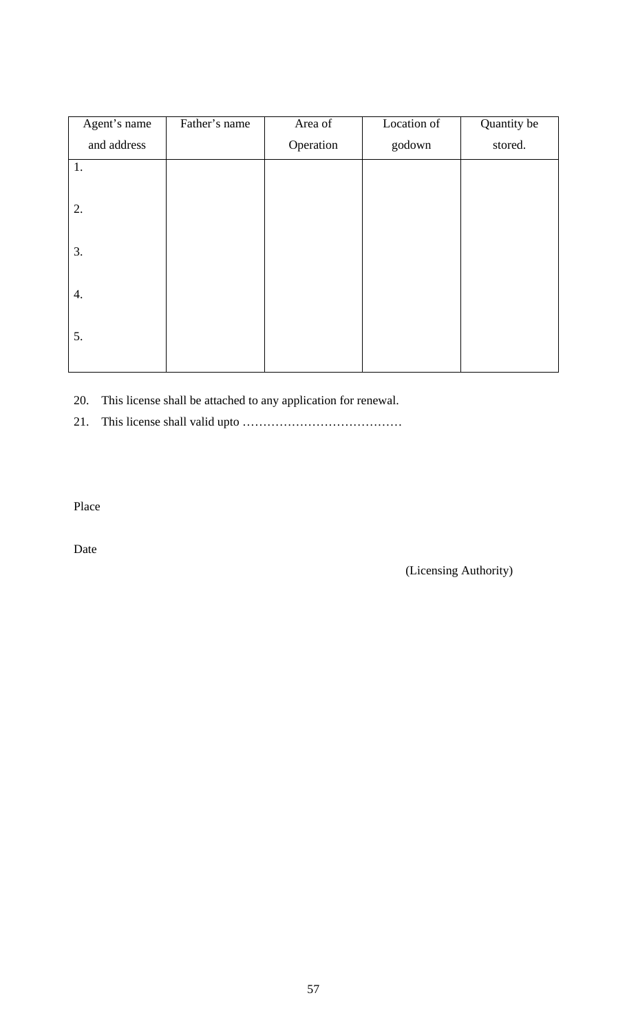| Agent's name and address | Father's name | Area of Operation | Location of godown | Quantity be stored. |
|---|---|---|---|---|
| 1. | | | | |
| 2. | | | | |
| 3. | | | | |
| 4. | | | | |
| 5. | | | | |

20. This license shall be attached to any application for renewal.

21. This license shall valid upto …………………………………

Place

Date

(Licensing Authority)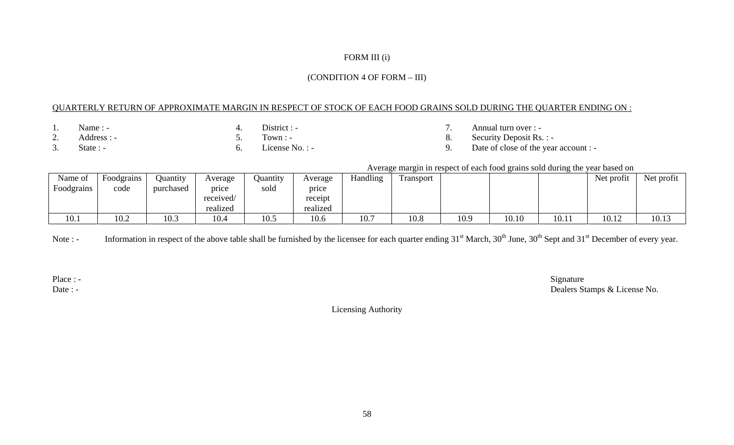FORM III (i)

(CONDITION 4 OF FORM – III)

QUARTERLY RETURN OF APPROXIMATE MARGIN IN RESPECT OF STOCK OF EACH FOOD GRAINS SOLD DURING THE QUARTER ENDING ON :

1. Name : -
2. Address : -
3. State : -
4. District : -
5. Town : -
6. License No. : -
7. Annual turn over : -
8. Security Deposit Rs. : -
9. Date of close of the year account : -

Average margin in respect of each food grains sold during the year based on

| Name of Foodgrains | Foodgrains code | Quantity purchased | Average price received/ realized | Quantity sold | Average price receipt realized | Handling | Transport | | | | Net profit | Net profit |
|---|---|---|---|---|---|---|---|---|---|---|---|---|
| 10.1 | 10.2 | 10.3 | 10.4 | 10.5 | 10.6 | 10.7 | 10.8 | 10.9 | 10.10 | 10.11 | 10.12 | 10.13 |

Note : - Information in respect of the above table shall be furnished by the licensee for each quarter ending 31st March, 30th June, 30th Sept and 31st December of every year.

Place : -

Date : -

Signature

Dealers Stamps & License No.

Licensing Authority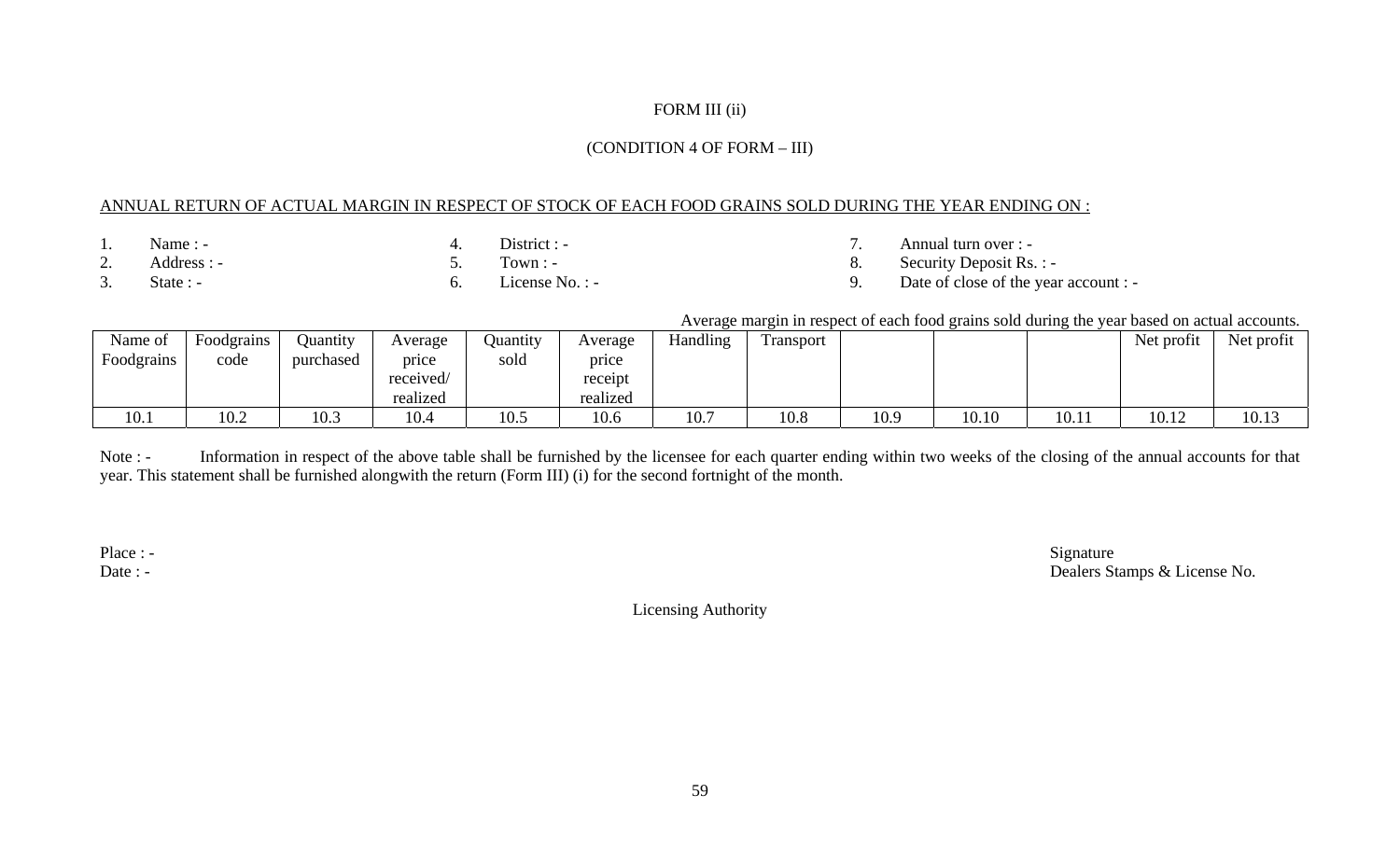FORM III (ii)

(CONDITION 4 OF FORM – III)

ANNUAL RETURN OF ACTUAL MARGIN IN RESPECT OF STOCK OF EACH FOOD GRAINS SOLD DURING THE YEAR ENDING ON :

1. Name : -
2. Address : -
3. State : -
4. District : -
5. Town : -
6. License No. : -
7. Annual turn over : -
8. Security Deposit Rs. : -
9. Date of close of the year account : -

Average margin in respect of each food grains sold during the year based on actual accounts.

| Name of Foodgrains | Foodgrains code | Quantity purchased | Average price received/ realized | Quantity sold | Average price receipt realized | Handling | Transport | | | | Net profit | Net profit |
|---|---|---|---|---|---|---|---|---|---|---|---|---|
| 10.1 | 10.2 | 10.3 | 10.4 | 10.5 | 10.6 | 10.7 | 10.8 | 10.9 | 10.10 | 10.11 | 10.12 | 10.13 |

Note : - Information in respect of the above table shall be furnished by the licensee for each quarter ending within two weeks of the closing of the annual accounts for that year. This statement shall be furnished alongwith the return (Form III) (i) for the second fortnight of the month.

Place : -
Date : -

Signature
Dealers Stamps & License No.

Licensing Authority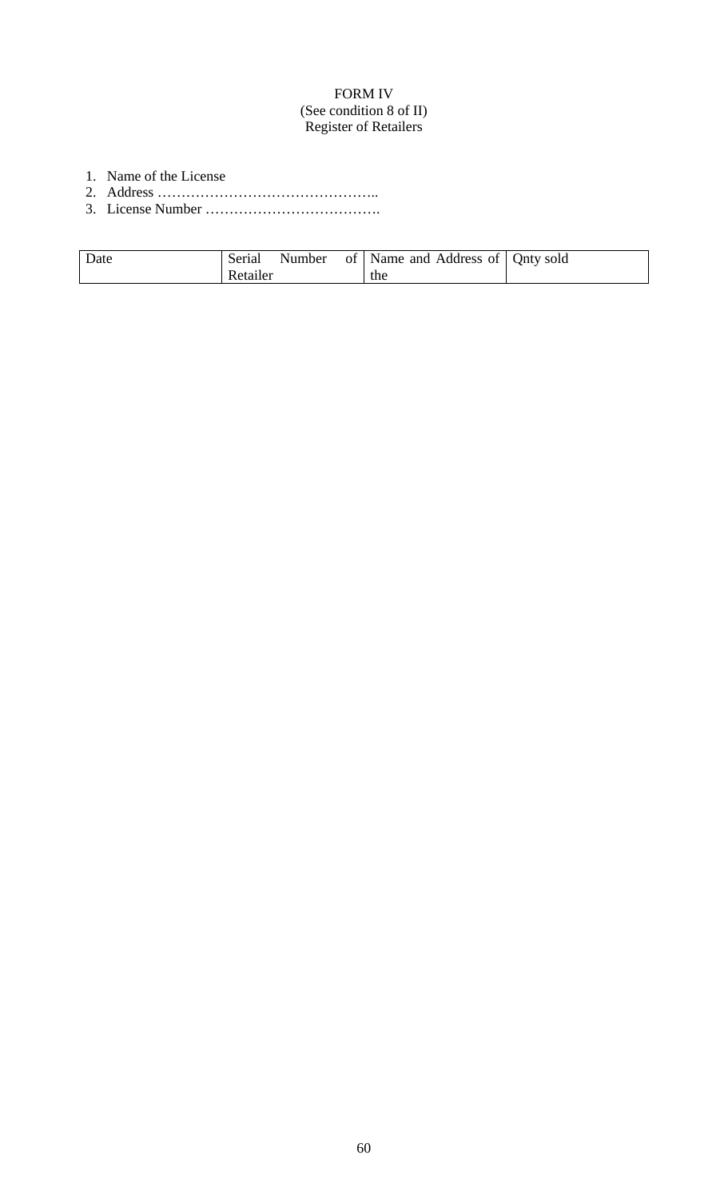FORM IV
(See condition 8 of II)
Register of Retailers

1. Name of the License
2. Address ………………………………………..
3. License Number ……………………………….

| Date | Serial Number of Retailer | Name and Address of the | Qnty sold |
|---|---|---|---|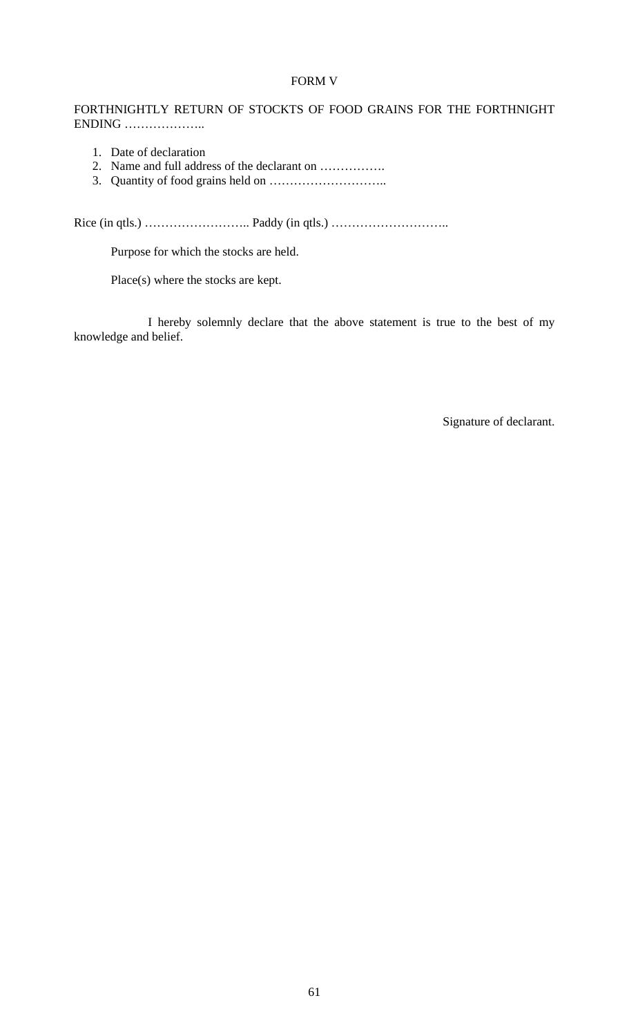FORM V

FORTHNIGHTLY RETURN OF STOCKTS OF FOOD GRAINS FOR THE FORTHNIGHT ENDING ………………..

1. Date of declaration
2. Name and full address of the declarant on …………….
3. Quantity of food grains held on ………………………..

Rice (in qtls.) …………………….. Paddy (in qtls.) ………………………..

Purpose for which the stocks are held.

Place(s) where the stocks are kept.

I hereby solemnly declare that the above statement is true to the best of my knowledge and belief.

Signature of declarant.